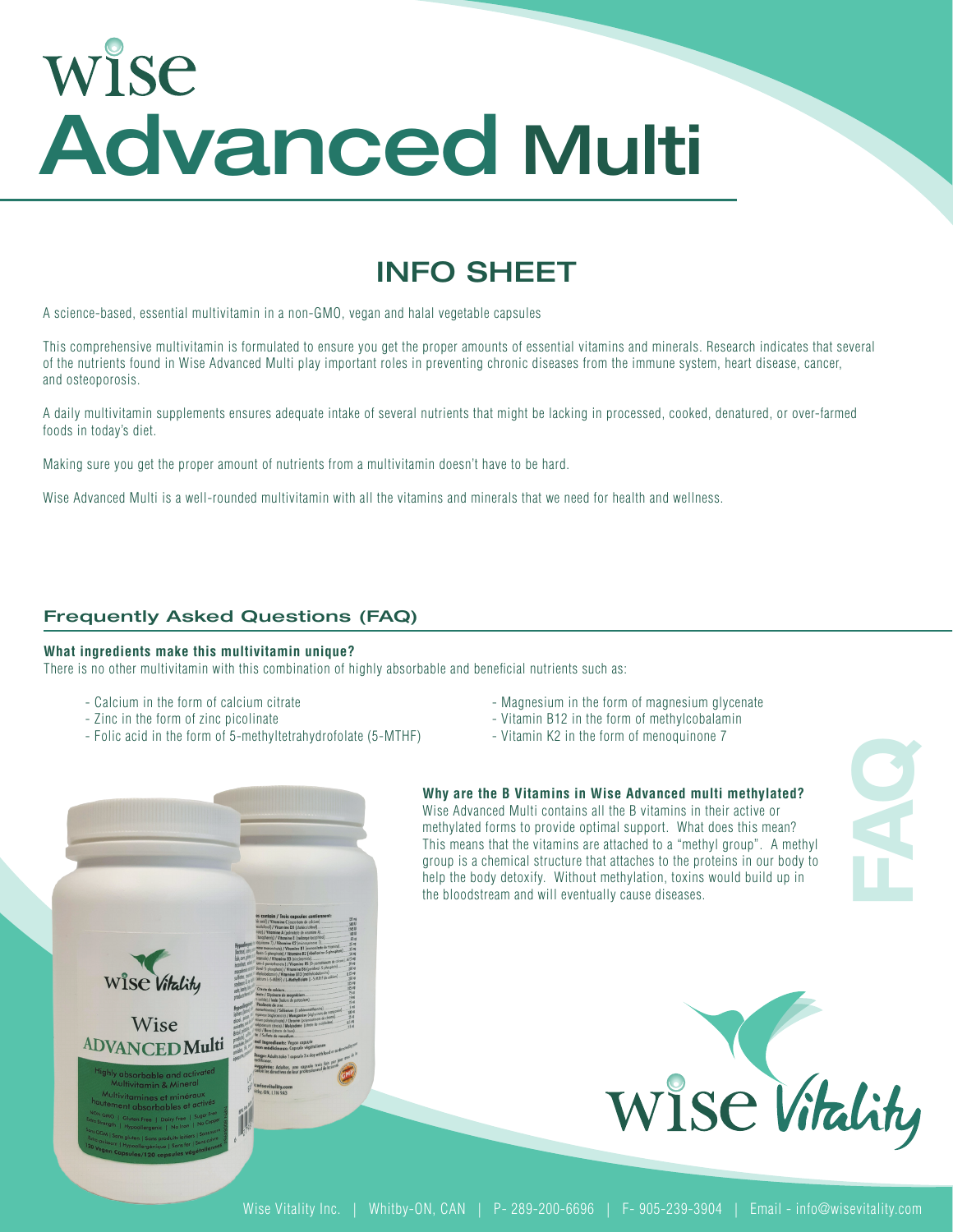# wise Advanced Multi

## INFO SHEET

A science-based, essential multivitamin in a non-GMO, vegan and halal vegetable capsules

This comprehensive multivitamin is formulated to ensure you get the proper amounts of essential vitamins and minerals. Research indicates that several of the nutrients found in Wise Advanced Multi play important roles in preventing chronic diseases from the immune system, heart disease, cancer, and osteoporosis.

A daily multivitamin supplements ensures adequate intake of several nutrients that might be lacking in processed, cooked, denatured, or over-farmed foods in today's diet.

Making sure you get the proper amount of nutrients from a multivitamin doesn't have to be hard.

Wise Advanced Multi is a well-rounded multivitamin with all the vitamins and minerals that we need for health and wellness.

### Frequently Asked Questions (FAQ)

**What ingredients make this multivitamin unique?**

There is no other multivitamin with this combination of highly absorbable and beneficial nutrients such as:

- Calcium in the form of calcium citrate
- Zinc in the form of zinc picolinate
- Folic acid in the form of 5-methyltetrahydrofolate (5-MTHF)
- Magnesium in the form of magnesium glycenate
- Vitamin B12 in the form of methylcobalamin
- Vitamin K2 in the form of menoquinone 7

**Why are the B Vitamins in Wise Advanced multi methylated?**

Wise Advanced Multi contains all the B vitamins in their active or methylated forms to provide optimal support. What does this mean? This means that the vitamins are attached to a "methyl group". A methyl group is a chemical structure that attaches to the proteins in our body to help the body detoxify. Without methylation, toxins would build up in the bloodstream and will eventually cause diseases.

Wise Vitality Inc. | Whitby-ON, CAN | P- 289-200-6696 | F- 905-239-3904 | Email - info@wisevitality.com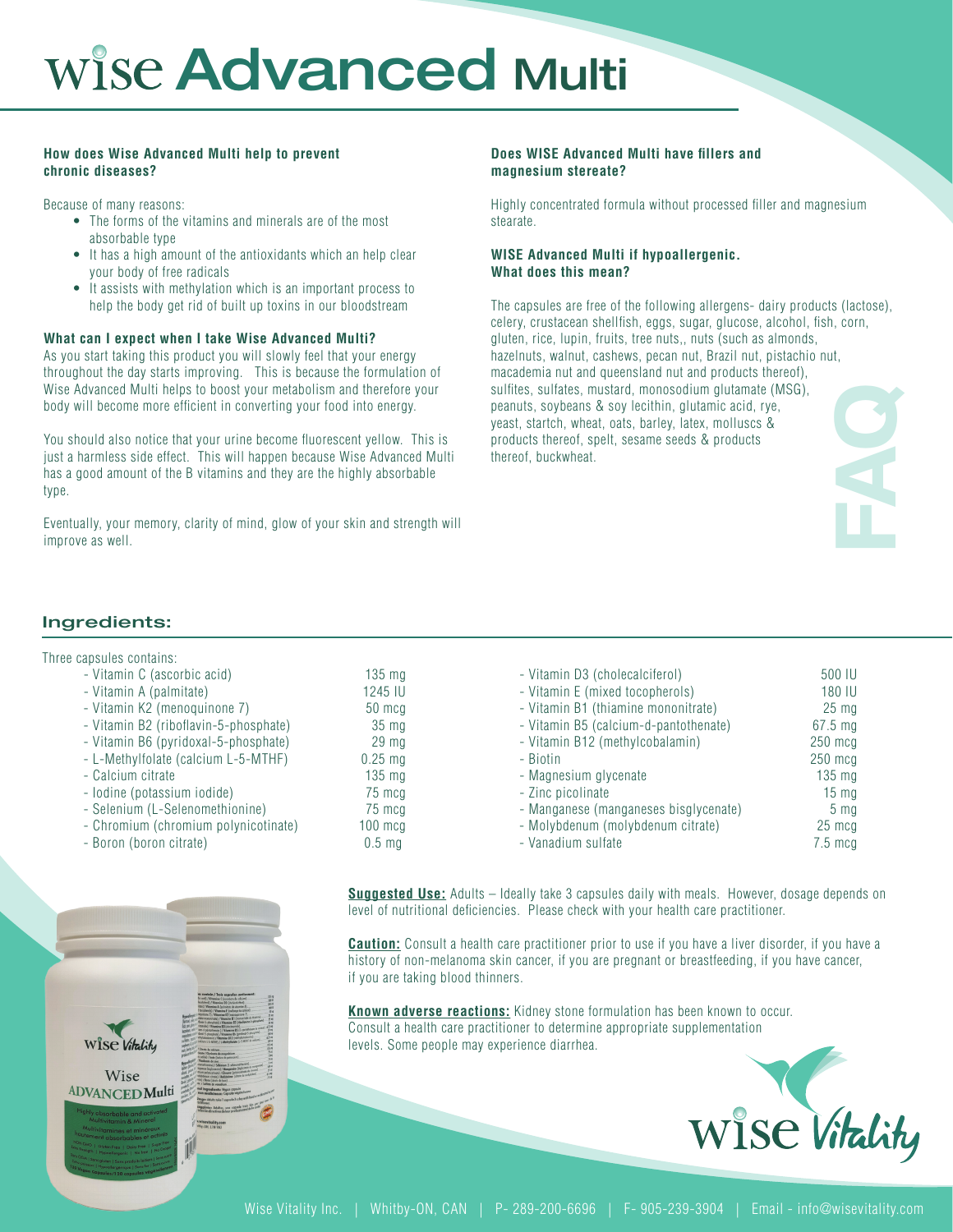# wise Advanced Multi

**How does Wise Advanced Multi help to prevent chronic diseases?**

Because of many reasons:

- The forms of the vitamins and minerals are of the most absorbable type
- It has a high amount of the antioxidants which an help clear your body of free radicals
- It assists with methylation which is an important process to help the body get rid of built up toxins in our bloodstream

**What can I expect when I take Wise Advanced Multi?**

As you start taking this product you will slowly feel that your energy throughout the day starts improving. This is because the formulation of Wise Advanced Multi helps to boost your metabolism and therefore your body will become more efficient in converting your food into energy.

You should also notice that your urine become fluorescent yellow. This is just a harmless side effect. This will happen because Wise Advanced Multi has a good amount of the B vitamins and they are the highly absorbable type.

Eventually, your memory, clarity of mind, glow of your skin and strength will improve as well.

**Does WISE Advanced Multi have fillers and magnesium stereate?**

Highly concentrated formula without processed filler and magnesium stearate.

**WISE Advanced Multi if hypoallergenic. What does this mean?**

The capsules are free of the following allergens- dairy products (lactose), celery, crustacean shellfish, eggs, sugar, glucose, alcohol, fish, corn, gluten, rice, lupin, fruits, tree nuts,, nuts (such as almonds, hazelnuts, walnut, cashews, pecan nut, Brazil nut, pistachio nut, macadamia nut and queensland nut and products thereof), sulfites, sulfates, mustard, monosodium glutamate (MSG), peanuts, soybeans & soy lecithin, glutamic acid, rye, yeast, startch, wheat, oats, barley, latex, molluscs & products thereof, spelt, sesame seeds & products thereof, buckwheat.

FAQ

## Ingredients:

Three capsules contains:

| | | | |
|---|---|---|---|
| - Vitamin C (ascorbic acid) | 135 mg | - Vitamin D3 (cholecalciferol) | 500 IU |
| - Vitamin A (palmitate) | 1245 IU | - Vitamin E (mixed tocopherols) | 180 IU |
| - Vitamin K2 (menoquinone 7) | 50 mcg | - Vitamin B1 (thiamine mononitrate) | 25 mg |
| - Vitamin B2 (riboflavin-5-phosphate) | 35 mg | - Vitamin B5 (calcium-d-pantothenate) | 67.5 mg |
| - Vitamin B6 (pyridoxal-5-phosphate) | 29 mg | - Vitamin B12 (methylcobalamin) | 250 mcg |
| - L-Methylfolate (calcium L-5-MTHF) | 0.25 mg | - Biotin | 250 mcg |
| - Calcium citrate | 135 mg | - Magnesium glycenate | 135 mg |
| - Iodine (potassium iodide) | 75 mcg | - Zinc picolinate | 15 mg |
| - Selenium (L-Selenomethionine) | 75 mcg | - Manganese (manganeses bisglycenate) | 5 mg |
| - Chromium (chromium polynicotinate) | 100 mcg | - Molybdenum (molybdenum citrate) | 25 mcg |
| - Boron (boron citrate) | 0.5 mg | - Vanadium sulfate | 7.5 mcg |

**Suggested Use:** Adults – Ideally take 3 capsules daily with meals. However, dosage depends on level of nutritional deficiencies. Please check with your health care practitioner.

**Caution:** Consult a health care practitioner prior to use if you have a liver disorder, if you have a history of non-melanoma skin cancer, if you are pregnant or breastfeeding, if you have cancer, if you are taking blood thinners.

**Known adverse reactions:** Kidney stone formulation has been known to occur. Consult a health care practitioner to determine appropriate supplementation levels. Some people may experience diarrhea.

wise Vitality

Wise Vitality Inc. | Whitby-ON, CAN | P- 289-200-6696 | F- 905-239-3904 | Email - info@wisevitality.com